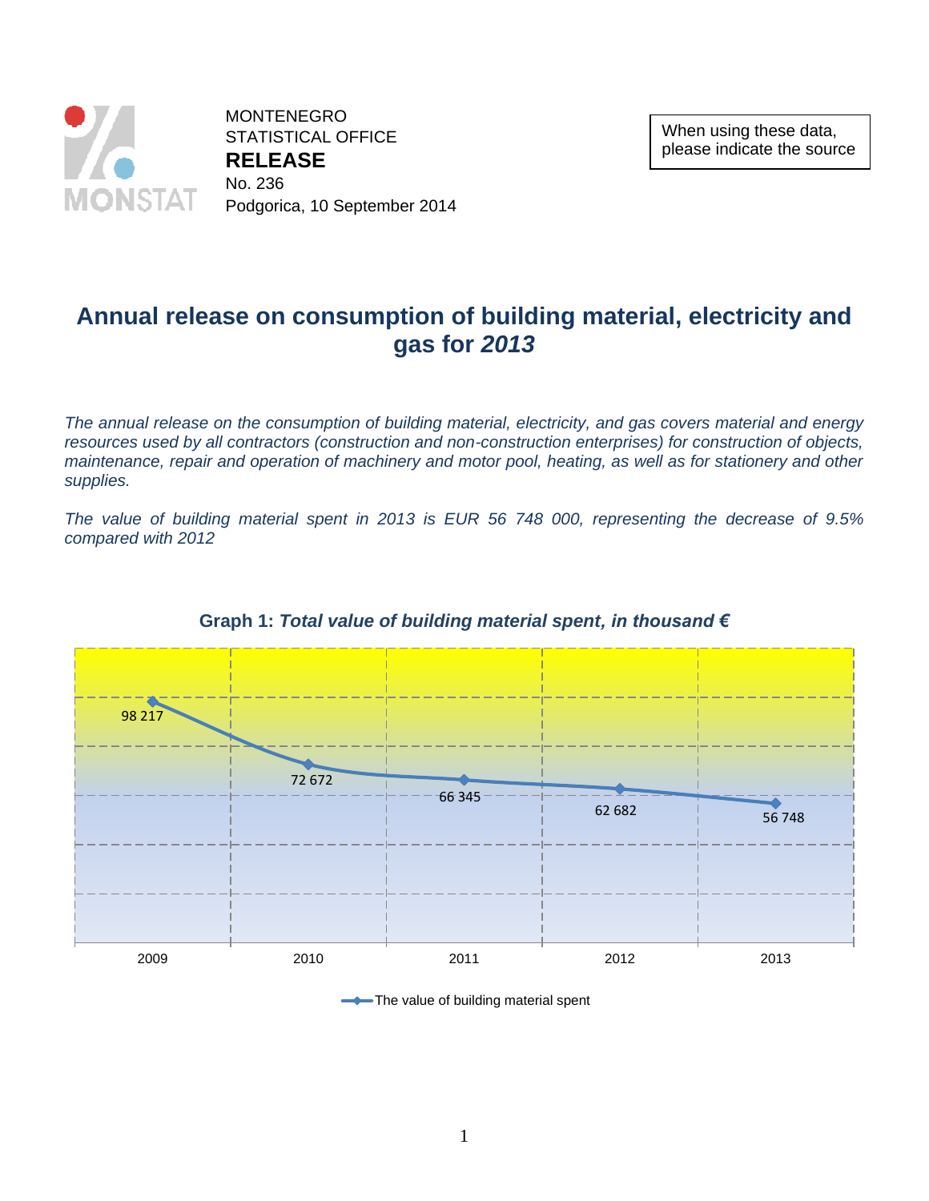MONTENEGRO
STATISTICAL OFFICE
**RELEASE**
No. 236
Podgorica, 10 September 2014

When using these data, please indicate the source

# Annual release on consumption of building material, electricity and gas for *2013*

*The annual release on the consumption of building material, electricity, and gas covers material and energy resources used by all contractors (construction and non-construction enterprises) for construction of objects, maintenance, repair and operation of machinery and motor pool, heating, as well as for stationery and other supplies.*

*The value of building material spent in 2013 is EUR 56 748 000, representing the decrease of 9.5% compared with 2012*

**Graph 1:** ***Total value of building material spent, in thousand €***

| Year | The value of building material spent |
|---|---|
| 2009 | 98 217 |
| 2010 | 72 672 |
| 2011 | 66 345 |
| 2012 | 62 682 |
| 2013 | 56 748 |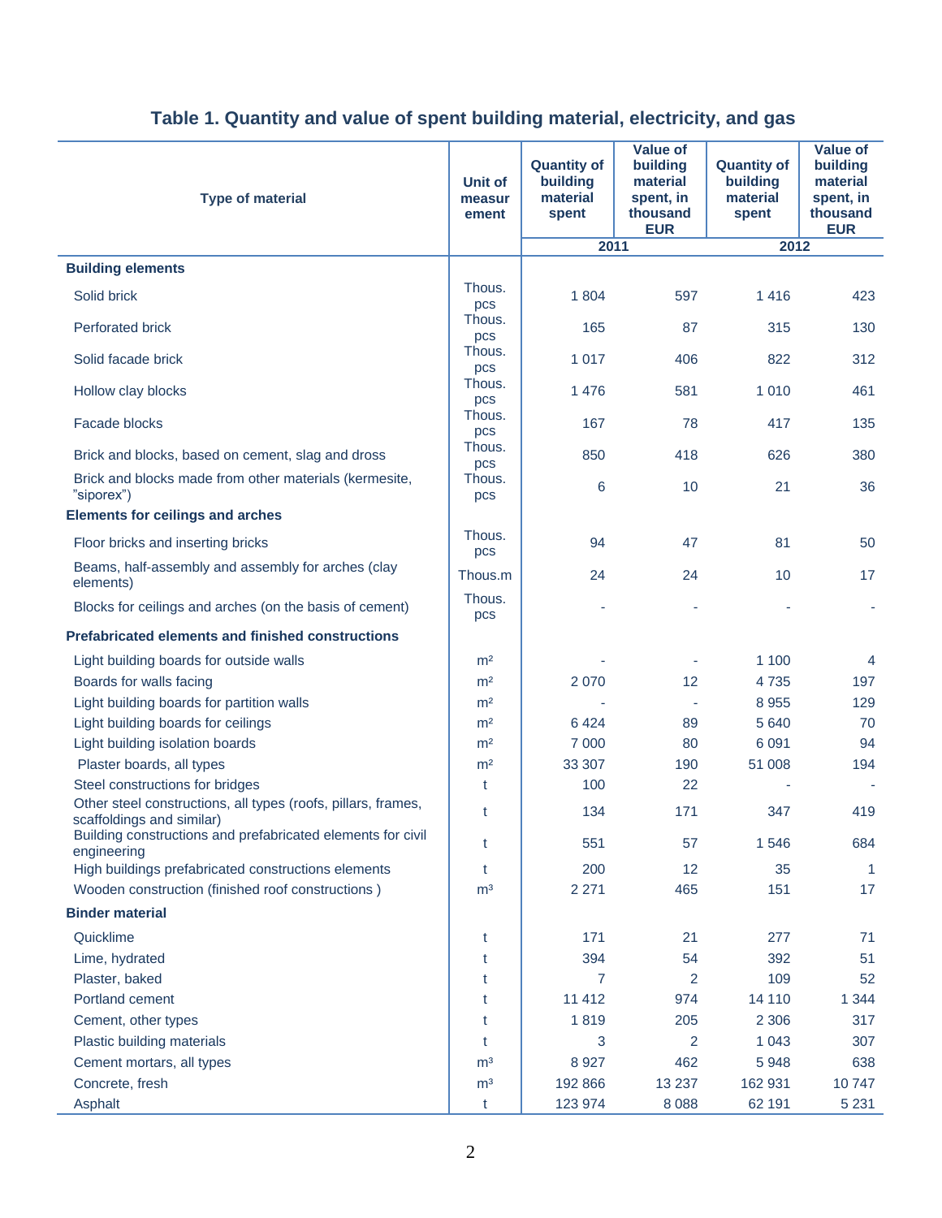## Table 1. Quantity and value of spent building material, electricity, and gas

| Type of material | Unit of measurement | Quantity of building material spent | Value of building material spent, in thousand EUR | Quantity of building material spent | Value of building material spent, in thousand EUR |
|---|---|---|---|---|---|
| | | 2011 | | 2012 | |
| **Building elements** | | | | | |
| Solid brick | Thous. pcs | 1 804 | 597 | 1 416 | 423 |
| Perforated brick | Thous. pcs | 165 | 87 | 315 | 130 |
| Solid facade brick | Thous. pcs | 1 017 | 406 | 822 | 312 |
| Hollow clay blocks | Thous. pcs | 1 476 | 581 | 1 010 | 461 |
| Facade blocks | Thous. pcs | 167 | 78 | 417 | 135 |
| Brick and blocks, based on cement, slag and dross | Thous. pcs | 850 | 418 | 626 | 380 |
| Brick and blocks made from other materials (kermesite, "siporex") | Thous. pcs | 6 | 10 | 21 | 36 |
| **Elements for ceilings and arches** | | | | | |
| Floor bricks and inserting bricks | Thous. pcs | 94 | 47 | 81 | 50 |
| Beams, half-assembly and assembly for arches (clay elements) | Thous.m | 24 | 24 | 10 | 17 |
| Blocks for ceilings and arches (on the basis of cement) | Thous. pcs | - | - | - | - |
| **Prefabricated elements and finished constructions** | | | | | |
| Light building boards for outside walls | m² | - | - | 1 100 | 4 |
| Boards for walls facing | m² | 2 070 | 12 | 4 735 | 197 |
| Light building boards for partition walls | m² | - | - | 8 955 | 129 |
| Light building boards for ceilings | m² | 6 424 | 89 | 5 640 | 70 |
| Light building isolation boards | m² | 7 000 | 80 | 6 091 | 94 |
| Plaster boards, all types | m² | 33 307 | 190 | 51 008 | 194 |
| Steel constructions for bridges | t | 100 | 22 | - | - |
| Other steel constructions, all types (roofs, pillars, frames, scaffoldings and similar) | t | 134 | 171 | 347 | 419 |
| Building constructions and prefabricated elements for civil engineering | t | 551 | 57 | 1 546 | 684 |
| High buildings prefabricated constructions elements | t | 200 | 12 | 35 | 1 |
| Wooden construction (finished roof constructions ) | m³ | 2 271 | 465 | 151 | 17 |
| **Binder material** | | | | | |
| Quicklime | t | 171 | 21 | 277 | 71 |
| Lime, hydrated | t | 394 | 54 | 392 | 51 |
| Plaster, baked | t | 7 | 2 | 109 | 52 |
| Portland cement | t | 11 412 | 974 | 14 110 | 1 344 |
| Cement, other types | t | 1 819 | 205 | 2 306 | 317 |
| Plastic building materials | t | 3 | 2 | 1 043 | 307 |
| Cement mortars, all types | m³ | 8 927 | 462 | 5 948 | 638 |
| Concrete, fresh | m³ | 192 866 | 13 237 | 162 931 | 10 747 |
| Asphalt | t | 123 974 | 8 088 | 62 191 | 5 231 |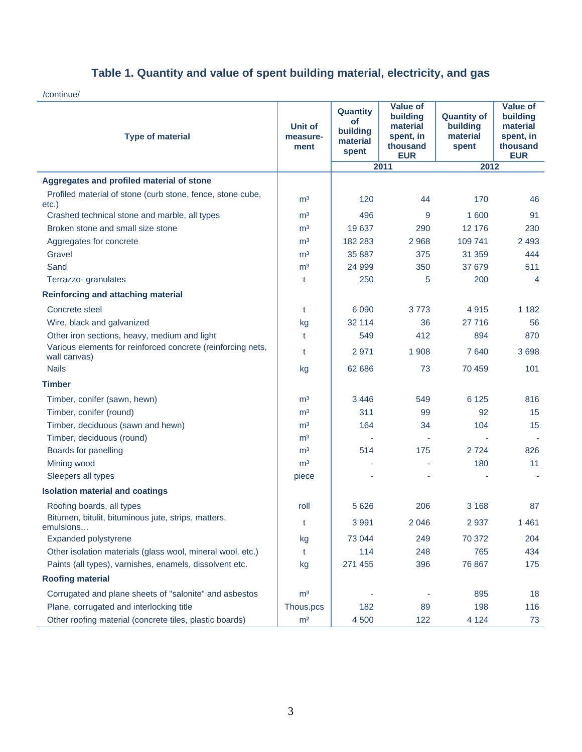## Table 1. Quantity and value of spent building material, electricity, and gas

/continue/

| Type of material | Unit of measure-ment | Quantity of building material spent | Value of building material spent, in thousand EUR | Quantity of building material spent | Value of building material spent, in thousand EUR |
|---|---|---|---|---|---|
| | | 2011 | | 2012 | |
| **Aggregates and profiled material of stone** | | | | | |
| Profiled material of stone (curb stone, fence, stone cube, etc.) | m³ | 120 | 44 | 170 | 46 |
| Crashed technical stone and marble, all types | m³ | 496 | 9 | 1 600 | 91 |
| Broken stone and small size stone | m³ | 19 637 | 290 | 12 176 | 230 |
| Aggregates for concrete | m³ | 182 283 | 2 968 | 109 741 | 2 493 |
| Gravel | m³ | 35 887 | 375 | 31 359 | 444 |
| Sand | m³ | 24 999 | 350 | 37 679 | 511 |
| Terrazzo- granulates | t | 250 | 5 | 200 | 4 |
| **Reinforcing and attaching material** | | | | | |
| Concrete steel | t | 6 090 | 3 773 | 4 915 | 1 182 |
| Wire, black and galvanized | kg | 32 114 | 36 | 27 716 | 56 |
| Other iron sections, heavy, medium and light | t | 549 | 412 | 894 | 870 |
| Various elements for reinforced concrete (reinforcing nets, wall canvas) | t | 2 971 | 1 908 | 7 640 | 3 698 |
| Nails | kg | 62 686 | 73 | 70 459 | 101 |
| **Timber** | | | | | |
| Timber, conifer (sawn, hewn) | m³ | 3 446 | 549 | 6 125 | 816 |
| Timber, conifer (round) | m³ | 311 | 99 | 92 | 15 |
| Timber, deciduous (sawn and hewn) | m³ | 164 | 34 | 104 | 15 |
| Timber, deciduous (round) | m³ | - | - | - | - |
| Boards for panelling | m³ | 514 | 175 | 2 724 | 826 |
| Mining wood | m³ | - | - | 180 | 11 |
| Sleepers all types | piece | - | - | - | - |
| **Isolation material and coatings** | | | | | |
| Roofing boards, all types | roll | 5 626 | 206 | 3 168 | 87 |
| Bitumen, bitulit, bituminous jute, strips, matters, emulsions… | t | 3 991 | 2 046 | 2 937 | 1 461 |
| Expanded polystyrene | kg | 73 044 | 249 | 70 372 | 204 |
| Other isolation materials (glass wool, mineral wool. etc.) | t | 114 | 248 | 765 | 434 |
| Paints (all types), varnishes, enamels, dissolvent etc. | kg | 271 455 | 396 | 76 867 | 175 |
| **Roofing material** | | | | | |
| Corrugated and plane sheets of "salonite" and asbestos | m³ | - | - | 895 | 18 |
| Plane, corrugated and interlocking title | Thous.pcs | 182 | 89 | 198 | 116 |
| Other roofing material (concrete tiles, plastic boards) | m² | 4 500 | 122 | 4 124 | 73 |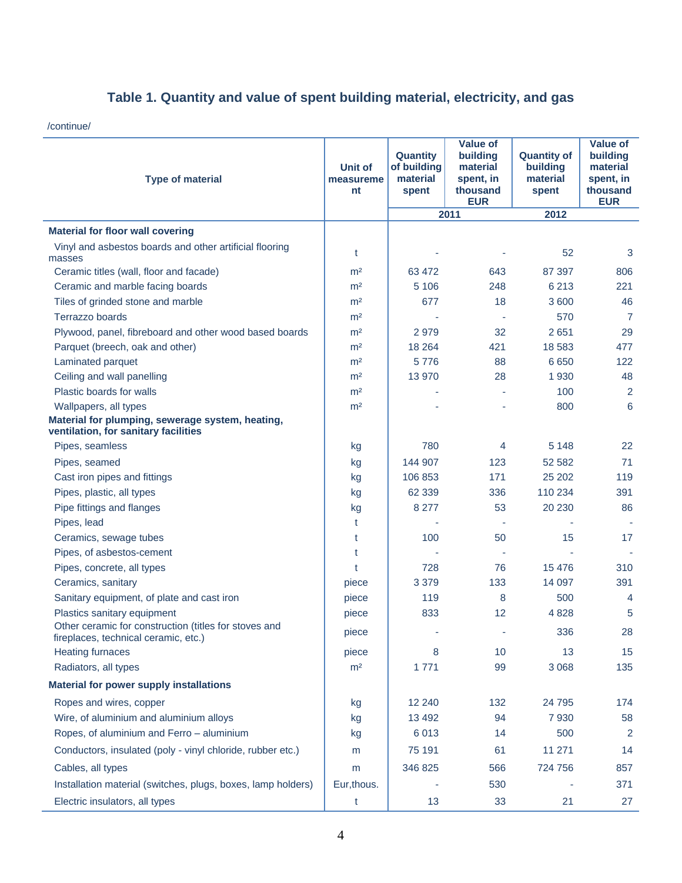## Table 1. Quantity and value of spent building material, electricity, and gas

/continue/

| Type of material | Unit of measurement | Quantity of building material spent | Value of building material spent, in thousand EUR | Quantity of building material spent | Value of building material spent, in thousand EUR |
|---|---|---|---|---|---|
| | | 2011 | | 2012 | |
| **Material for floor wall covering** | | | | | |
| Vinyl and asbestos boards and other artificial flooring masses | t | - | - | 52 | 3 |
| Ceramic titles (wall, floor and facade) | m² | 63 472 | 643 | 87 397 | 806 |
| Ceramic and marble facing boards | m² | 5 106 | 248 | 6 213 | 221 |
| Tiles of grinded stone and marble | m² | 677 | 18 | 3 600 | 46 |
| Terrazzo boards | m² | - | - | 570 | 7 |
| Plywood, panel, fibreboard and other wood based boards | m² | 2 979 | 32 | 2 651 | 29 |
| Parquet (breech, oak and other) | m² | 18 264 | 421 | 18 583 | 477 |
| Laminated parquet | m² | 5 776 | 88 | 6 650 | 122 |
| Ceiling and wall panelling | m² | 13 970 | 28 | 1 930 | 48 |
| Plastic boards for walls | m² | - | - | 100 | 2 |
| Wallpapers, all types | m² | - | - | 800 | 6 |
| **Material for plumping, sewerage system, heating, ventilation, for sanitary facilities** | | | | | |
| Pipes, seamless | kg | 780 | 4 | 5 148 | 22 |
| Pipes, seamed | kg | 144 907 | 123 | 52 582 | 71 |
| Cast iron pipes and fittings | kg | 106 853 | 171 | 25 202 | 119 |
| Pipes, plastic, all types | kg | 62 339 | 336 | 110 234 | 391 |
| Pipe fittings and flanges | kg | 8 277 | 53 | 20 230 | 86 |
| Pipes, lead | t | - | - | - | - |
| Ceramics, sewage tubes | t | 100 | 50 | 15 | 17 |
| Pipes, of asbestos-cement | t | - | - | - | - |
| Pipes, concrete, all types | t | 728 | 76 | 15 476 | 310 |
| Ceramics, sanitary | piece | 3 379 | 133 | 14 097 | 391 |
| Sanitary equipment, of plate and cast iron | piece | 119 | 8 | 500 | 4 |
| Plastics sanitary equipment | piece | 833 | 12 | 4 828 | 5 |
| Other ceramic for construction (titles for stoves and fireplaces, technical ceramic, etc.) | piece | - | - | 336 | 28 |
| Heating furnaces | piece | 8 | 10 | 13 | 15 |
| Radiators, all types | m² | 1 771 | 99 | 3 068 | 135 |
| **Material for power supply installations** | | | | | |
| Ropes and wires, copper | kg | 12 240 | 132 | 24 795 | 174 |
| Wire, of aluminium and aluminium alloys | kg | 13 492 | 94 | 7 930 | 58 |
| Ropes, of aluminium and Ferro – aluminium | kg | 6 013 | 14 | 500 | 2 |
| Conductors, insulated (poly - vinyl chloride, rubber etc.) | m | 75 191 | 61 | 11 271 | 14 |
| Cables, all types | m | 346 825 | 566 | 724 756 | 857 |
| Installation material (switches, plugs, boxes, lamp holders) | Eur,thous. | - | 530 | - | 371 |
| Electric insulators, all types | t | 13 | 33 | 21 | 27 |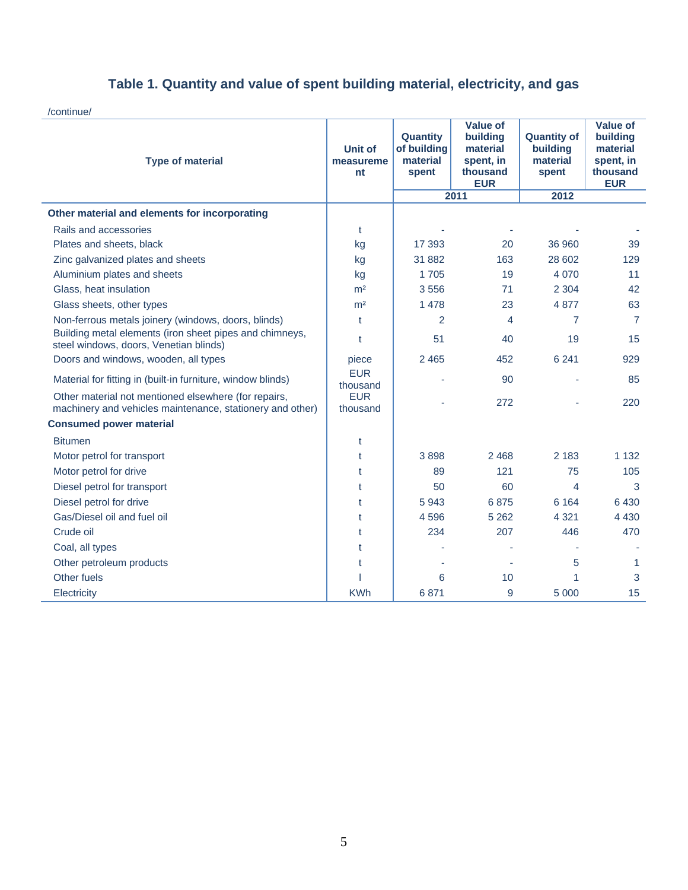## Table 1. Quantity and value of spent building material, electricity, and gas

/continue/

| Type of material | Unit of measurement | Quantity of building material spent | Value of building material spent, in thousand EUR | Quantity of building material spent | Value of building material spent, in thousand EUR |
|---|---|---|---|---|---|
| | | 2011 | | 2012 | |
| **Other material and elements for incorporating** | | | | | |
| Rails and accessories | t | - | - | - | - |
| Plates and sheets, black | kg | 17 393 | 20 | 36 960 | 39 |
| Zinc galvanized plates and sheets | kg | 31 882 | 163 | 28 602 | 129 |
| Aluminium plates and sheets | kg | 1 705 | 19 | 4 070 | 11 |
| Glass, heat insulation | m² | 3 556 | 71 | 2 304 | 42 |
| Glass sheets, other types | m² | 1 478 | 23 | 4 877 | 63 |
| Non-ferrous metals joinery (windows, doors, blinds) | t | 2 | 4 | 7 | 7 |
| Building metal elements (iron sheet pipes and chimneys, steel windows, doors, Venetian blinds) | t | 51 | 40 | 19 | 15 |
| Doors and windows, wooden, all types | piece | 2 465 | 452 | 6 241 | 929 |
| Material for fitting in (built-in furniture, window blinds) | EUR thousand | - | 90 | - | 85 |
| Other material not mentioned elsewhere (for repairs, machinery and vehicles maintenance, stationery and other) | EUR thousand | - | 272 | - | 220 |
| **Consumed power material** | | | | | |
| Bitumen | t | | | | |
| Motor petrol for transport | t | 3 898 | 2 468 | 2 183 | 1 132 |
| Motor petrol for drive | t | 89 | 121 | 75 | 105 |
| Diesel petrol for transport | t | 50 | 60 | 4 | 3 |
| Diesel petrol for drive | t | 5 943 | 6 875 | 6 164 | 6 430 |
| Gas/Diesel oil and fuel oil | t | 4 596 | 5 262 | 4 321 | 4 430 |
| Crude oil | t | 234 | 207 | 446 | 470 |
| Coal, all types | t | - | - | - | - |
| Other petroleum products | t | - | - | 5 | 1 |
| Other fuels | l | 6 | 10 | 1 | 3 |
| Electricity | KWh | 6 871 | 9 | 5 000 | 15 |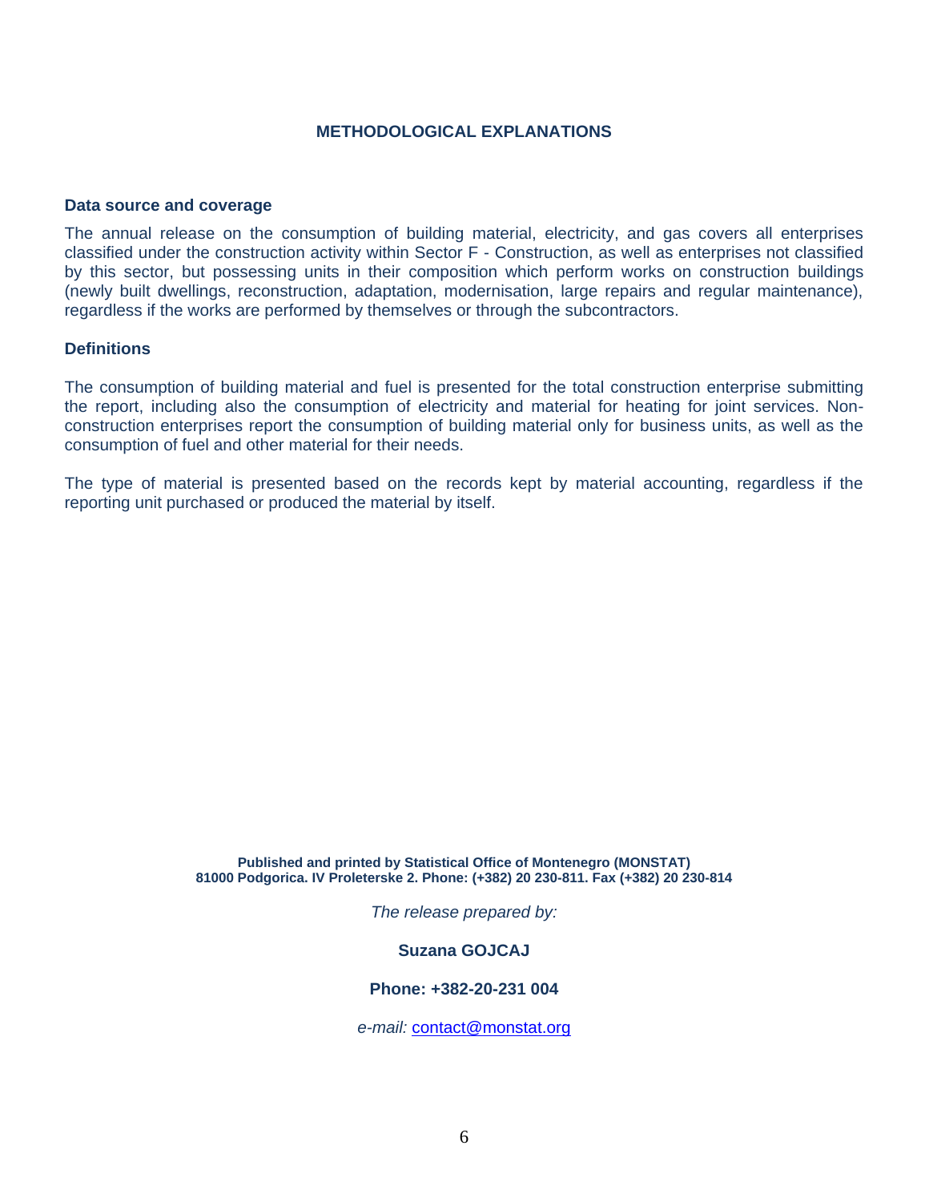## METHODOLOGICAL EXPLANATIONS

### Data source and coverage

The annual release on the consumption of building material, electricity, and gas covers all enterprises classified under the construction activity within Sector F - Construction, as well as enterprises not classified by this sector, but possessing units in their composition which perform works on construction buildings (newly built dwellings, reconstruction, adaptation, modernisation, large repairs and regular maintenance), regardless if the works are performed by themselves or through the subcontractors.

### Definitions

The consumption of building material and fuel is presented for the total construction enterprise submitting the report, including also the consumption of electricity and material for heating for joint services. Non-construction enterprises report the consumption of building material only for business units, as well as the consumption of fuel and other material for their needs.

The type of material is presented based on the records kept by material accounting, regardless if the reporting unit purchased or produced the material by itself.

**Published and printed by Statistical Office of Montenegro (MONSTAT)**
**81000 Podgorica. IV Proleterske 2. Phone: (+382) 20 230-811. Fax (+382) 20 230-814**

*The release prepared by:*

**Suzana GOJCAJ**

**Phone: +382-20-231 004**

*e-mail:* contact@monstat.org